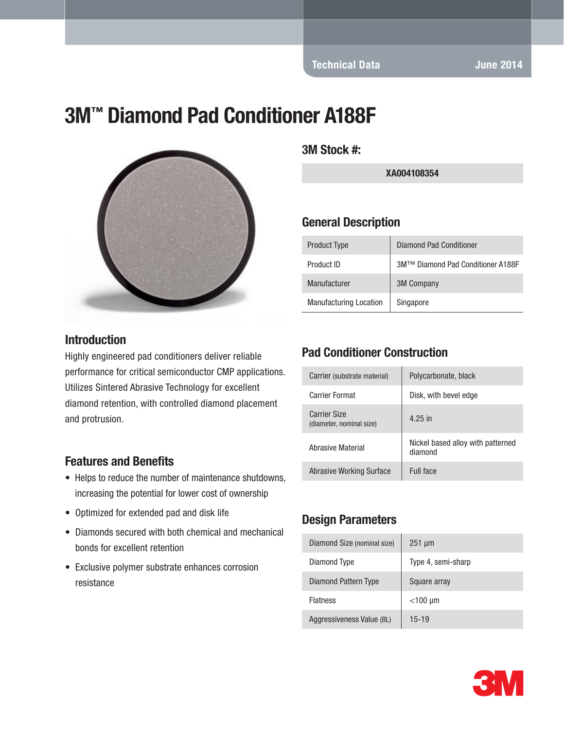Technical Data June 2014

# 3M™ Diamond Pad Conditioner A188F

## 3M Stock #:

**XA004108354**

## General Description

| | |
|---|---|
| Product Type | Diamond Pad Conditioner |
| Product ID | 3M™ Diamond Pad Conditioner A188F |
| Manufacturer | 3M Company |
| Manufacturing Location | Singapore |

## Introduction

Highly engineered pad conditioners deliver reliable performance for critical semiconductor CMP applications. Utilizes Sintered Abrasive Technology for excellent diamond retention, with controlled diamond placement and protrusion.

## Features and Benefits

- Helps to reduce the number of maintenance shutdowns, increasing the potential for lower cost of ownership
- Optimized for extended pad and disk life
- Diamonds secured with both chemical and mechanical bonds for excellent retention
- Exclusive polymer substrate enhances corrosion resistance

## Pad Conditioner Construction

| | |
|---|---|
| Carrier (substrate material) | Polycarbonate, black |
| Carrier Format | Disk, with bevel edge |
| Carrier Size (diameter, nominal size) | 4.25 in |
| Abrasive Material | Nickel based alloy with patterned diamond |
| Abrasive Working Surface | Full face |

## Design Parameters

| | |
|---|---|
| Diamond Size (nominal size) | 251 µm |
| Diamond Type | Type 4, semi-sharp |
| Diamond Pattern Type | Square array |
| Flatness | <100 µm |
| Aggressiveness Value (BL) | 15-19 |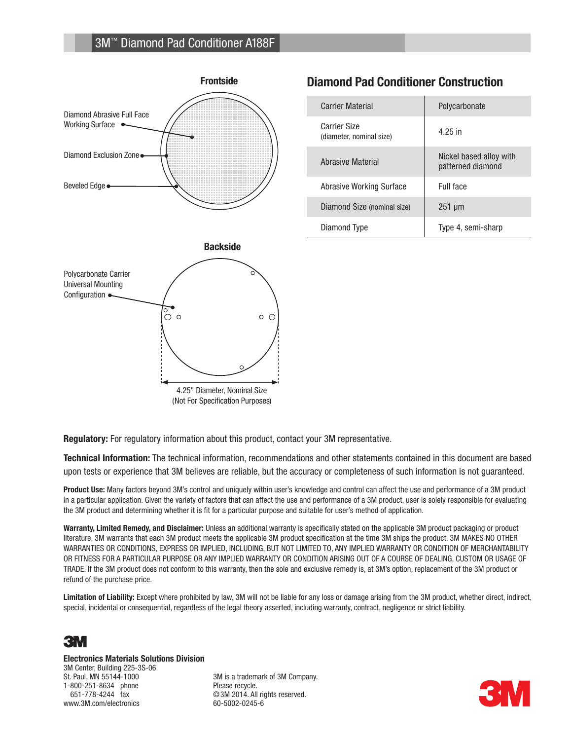# 3M™ Diamond Pad Conditioner A188F

**Frontside**

Diamond Abrasive Full Face Working Surface

Diamond Exclusion Zone

Beveled Edge

**Backside**

Polycarbonate Carrier Universal Mounting Configuration

4.25" Diameter, Nominal Size
(Not For Specification Purposes)

## Diamond Pad Conditioner Construction

| | |
|---|---|
| Carrier Material | Polycarbonate |
| Carrier Size (diameter, nominal size) | 4.25 in |
| Abrasive Material | Nickel based alloy with patterned diamond |
| Abrasive Working Surface | Full face |
| Diamond Size (nominal size) | 251 µm |
| Diamond Type | Type 4, semi-sharp |

**Regulatory:** For regulatory information about this product, contact your 3M representative.

**Technical Information:** The technical information, recommendations and other statements contained in this document are based upon tests or experience that 3M believes are reliable, but the accuracy or completeness of such information is not guaranteed.

**Product Use:** Many factors beyond 3M's control and uniquely within user's knowledge and control can affect the use and performance of a 3M product in a particular application. Given the variety of factors that can affect the use and performance of a 3M product, user is solely responsible for evaluating the 3M product and determining whether it is fit for a particular purpose and suitable for user's method of application.

**Warranty, Limited Remedy, and Disclaimer:** Unless an additional warranty is specifically stated on the applicable 3M product packaging or product literature, 3M warrants that each 3M product meets the applicable 3M product specification at the time 3M ships the product. 3M MAKES NO OTHER WARRANTIES OR CONDITIONS, EXPRESS OR IMPLIED, INCLUDING, BUT NOT LIMITED TO, ANY IMPLIED WARRANTY OR CONDITION OF MERCHANTABILITY OR FITNESS FOR A PARTICULAR PURPOSE OR ANY IMPLIED WARRANTY OR CONDITION ARISING OUT OF A COURSE OF DEALING, CUSTOM OR USAGE OF TRADE. If the 3M product does not conform to this warranty, then the sole and exclusive remedy is, at 3M's option, replacement of the 3M product or refund of the purchase price.

**Limitation of Liability:** Except where prohibited by law, 3M will not be liable for any loss or damage arising from the 3M product, whether direct, indirect, special, incidental or consequential, regardless of the legal theory asserted, including warranty, contract, negligence or strict liability.

3M

**Electronics Materials Solutions Division**
3M Center, Building 225-3S-06
St. Paul, MN 55144-1000
1-800-251-8634 phone
651-778-4244 fax
www.3M.com/electronics

3M is a trademark of 3M Company.
Please recycle.
© 3M 2014. All rights reserved.
60-5002-0245-6

3M